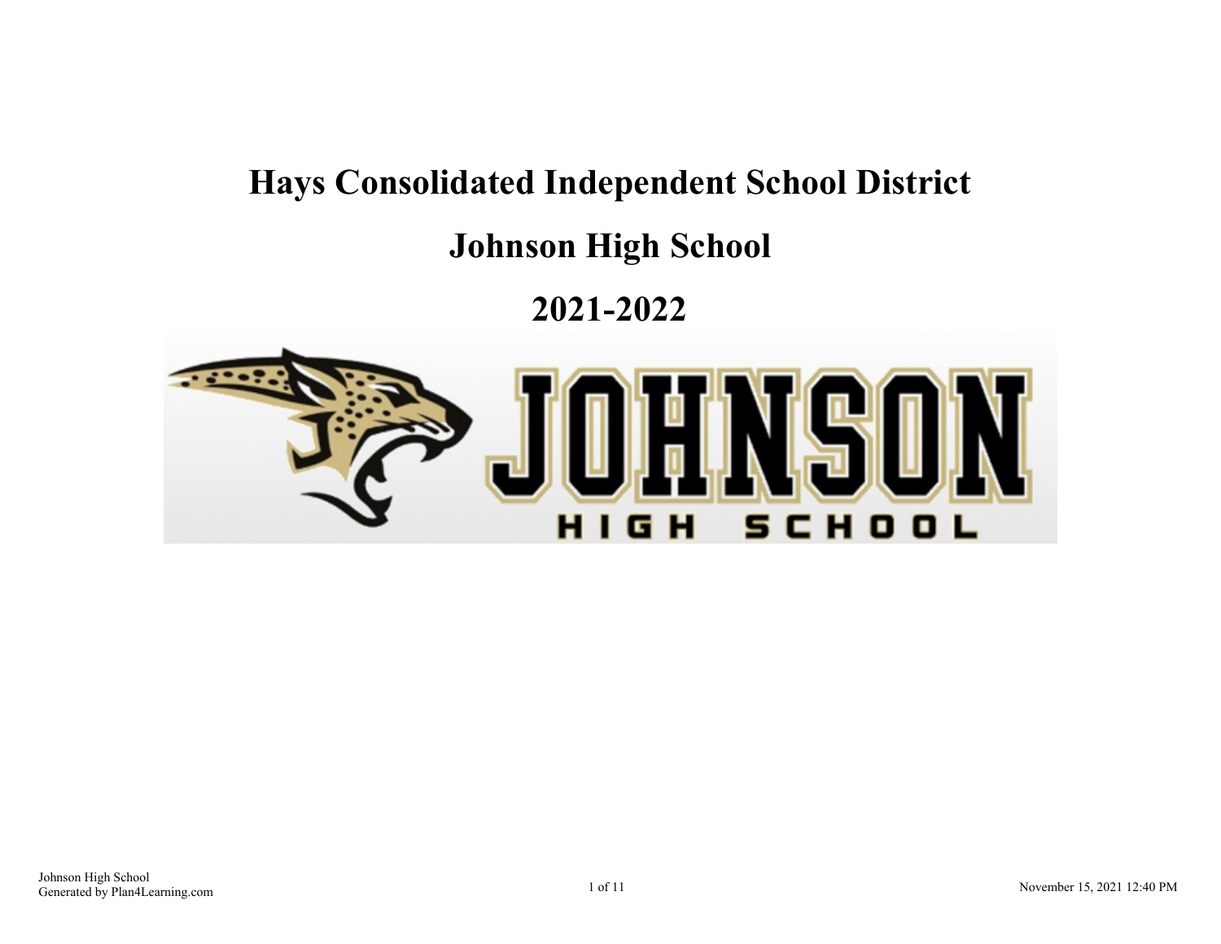# Hays Consolidated Independent School District

# Johnson High School

# 2021-2022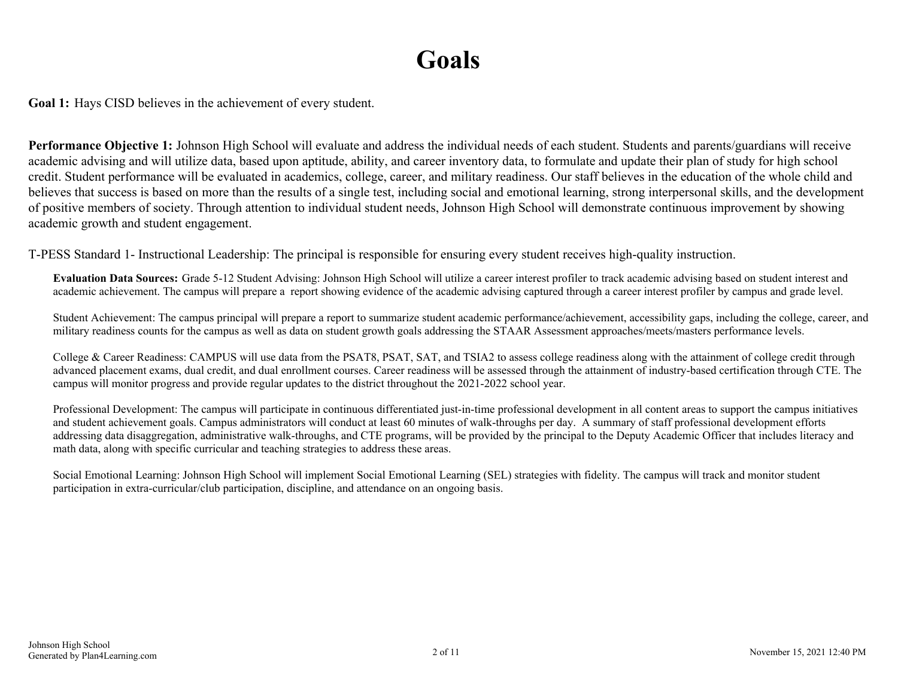# Goals

**Goal 1:** Hays CISD believes in the achievement of every student.

**Performance Objective 1:** Johnson High School will evaluate and address the individual needs of each student. Students and parents/guardians will receive academic advising and will utilize data, based upon aptitude, ability, and career inventory data, to formulate and update their plan of study for high school credit. Student performance will be evaluated in academics, college, career, and military readiness. Our staff believes in the education of the whole child and believes that success is based on more than the results of a single test, including social and emotional learning, strong interpersonal skills, and the development of positive members of society. Through attention to individual student needs, Johnson High School will demonstrate continuous improvement by showing academic growth and student engagement.

T-PESS Standard 1- Instructional Leadership: The principal is responsible for ensuring every student receives high-quality instruction.

**Evaluation Data Sources:** Grade 5-12 Student Advising: Johnson High School will utilize a career interest profiler to track academic advising based on student interest and academic achievement. The campus will prepare a report showing evidence of the academic advising captured through a career interest profiler by campus and grade level.

Student Achievement: The campus principal will prepare a report to summarize student academic performance/achievement, accessibility gaps, including the college, career, and military readiness counts for the campus as well as data on student growth goals addressing the STAAR Assessment approaches/meets/masters performance levels.

College & Career Readiness: CAMPUS will use data from the PSAT8, PSAT, SAT, and TSIA2 to assess college readiness along with the attainment of college credit through advanced placement exams, dual credit, and dual enrollment courses. Career readiness will be assessed through the attainment of industry-based certification through CTE. The campus will monitor progress and provide regular updates to the district throughout the 2021-2022 school year.

Professional Development: The campus will participate in continuous differentiated just-in-time professional development in all content areas to support the campus initiatives and student achievement goals. Campus administrators will conduct at least 60 minutes of walk-throughs per day. A summary of staff professional development efforts addressing data disaggregation, administrative walk-throughs, and CTE programs, will be provided by the principal to the Deputy Academic Officer that includes literacy and math data, along with specific curricular and teaching strategies to address these areas.

Social Emotional Learning: Johnson High School will implement Social Emotional Learning (SEL) strategies with fidelity. The campus will track and monitor student participation in extra-curricular/club participation, discipline, and attendance on an ongoing basis.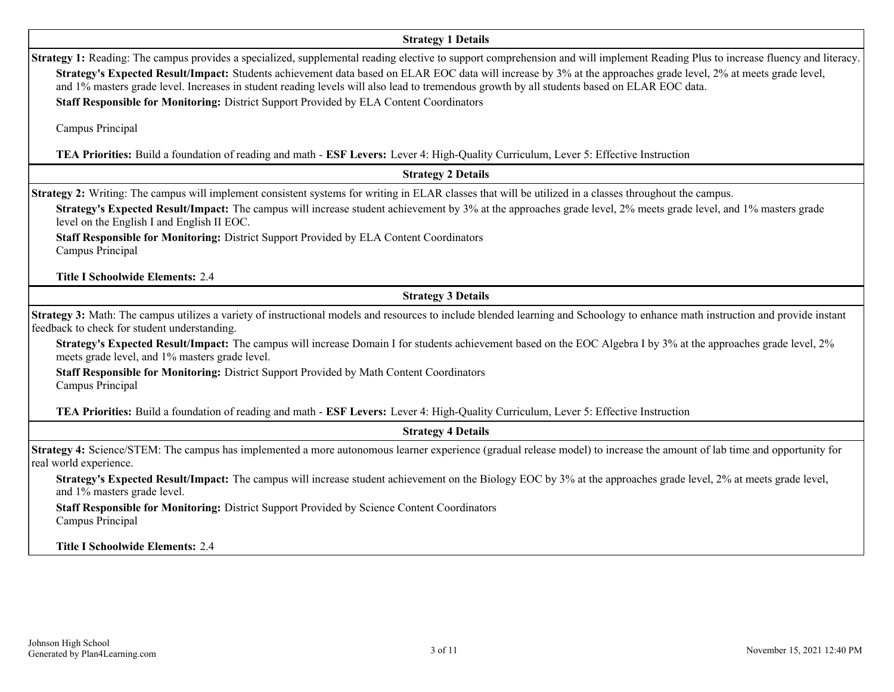### Strategy 1 Details

**Strategy 1:** Reading: The campus provides a specialized, supplemental reading elective to support comprehension and will implement Reading Plus to increase fluency and literacy.

**Strategy's Expected Result/Impact:** Students achievement data based on ELAR EOC data will increase by 3% at the approaches grade level, 2% at meets grade level, and 1% masters grade level. Increases in student reading levels will also lead to tremendous growth by all students based on ELAR EOC data.

**Staff Responsible for Monitoring:** District Support Provided by ELA Content Coordinators

Campus Principal

**TEA Priorities:** Build a foundation of reading and math - **ESF Levers:** Lever 4: High-Quality Curriculum, Lever 5: Effective Instruction

### Strategy 2 Details

**Strategy 2:** Writing: The campus will implement consistent systems for writing in ELAR classes that will be utilized in a classes throughout the campus.

**Strategy's Expected Result/Impact:** The campus will increase student achievement by 3% at the approaches grade level, 2% meets grade level, and 1% masters grade level on the English I and English II EOC.

**Staff Responsible for Monitoring:** District Support Provided by ELA Content Coordinators
Campus Principal

**Title I Schoolwide Elements:** 2.4

### Strategy 3 Details

**Strategy 3:** Math: The campus utilizes a variety of instructional models and resources to include blended learning and Schoology to enhance math instruction and provide instant feedback to check for student understanding.

**Strategy's Expected Result/Impact:** The campus will increase Domain I for students achievement based on the EOC Algebra I by 3% at the approaches grade level, 2% meets grade level, and 1% masters grade level.

**Staff Responsible for Monitoring:** District Support Provided by Math Content Coordinators
Campus Principal

**TEA Priorities:** Build a foundation of reading and math - **ESF Levers:** Lever 4: High-Quality Curriculum, Lever 5: Effective Instruction

### Strategy 4 Details

**Strategy 4:** Science/STEM: The campus has implemented a more autonomous learner experience (gradual release model) to increase the amount of lab time and opportunity for real world experience.

**Strategy's Expected Result/Impact:** The campus will increase student achievement on the Biology EOC by 3% at the approaches grade level, 2% at meets grade level, and 1% masters grade level.

**Staff Responsible for Monitoring:** District Support Provided by Science Content Coordinators
Campus Principal

**Title I Schoolwide Elements:** 2.4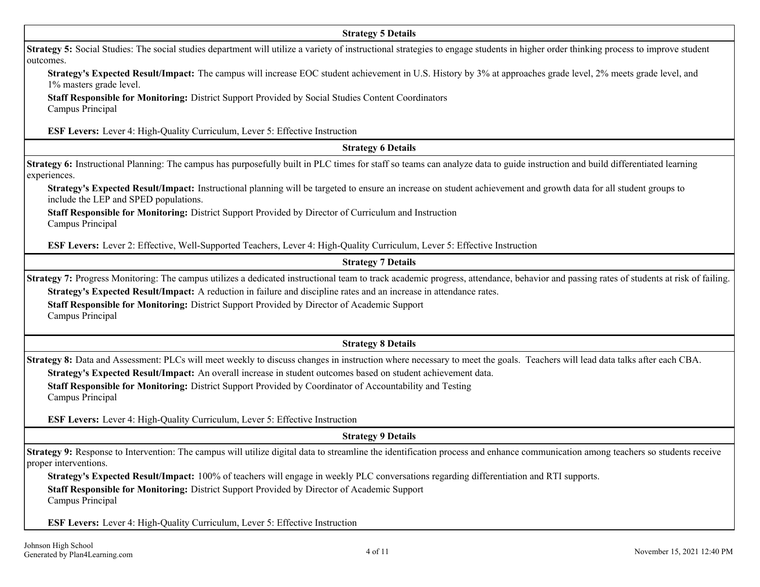### Strategy 5 Details

**Strategy 5:** Social Studies: The social studies department will utilize a variety of instructional strategies to engage students in higher order thinking process to improve student outcomes.

**Strategy's Expected Result/Impact:** The campus will increase EOC student achievement in U.S. History by 3% at approaches grade level, 2% meets grade level, and 1% masters grade level.

**Staff Responsible for Monitoring:** District Support Provided by Social Studies Content Coordinators
Campus Principal

**ESF Levers:** Lever 4: High-Quality Curriculum, Lever 5: Effective Instruction

### Strategy 6 Details

**Strategy 6:** Instructional Planning: The campus has purposefully built in PLC times for staff so teams can analyze data to guide instruction and build differentiated learning experiences.

**Strategy's Expected Result/Impact:** Instructional planning will be targeted to ensure an increase on student achievement and growth data for all student groups to include the LEP and SPED populations.

**Staff Responsible for Monitoring:** District Support Provided by Director of Curriculum and Instruction
Campus Principal

**ESF Levers:** Lever 2: Effective, Well-Supported Teachers, Lever 4: High-Quality Curriculum, Lever 5: Effective Instruction

### Strategy 7 Details

**Strategy 7:** Progress Monitoring: The campus utilizes a dedicated instructional team to track academic progress, attendance, behavior and passing rates of students at risk of failing.

**Strategy's Expected Result/Impact:** A reduction in failure and discipline rates and an increase in attendance rates.

**Staff Responsible for Monitoring:** District Support Provided by Director of Academic Support
Campus Principal

### Strategy 8 Details

**Strategy 8:** Data and Assessment: PLCs will meet weekly to discuss changes in instruction where necessary to meet the goals. Teachers will lead data talks after each CBA.

**Strategy's Expected Result/Impact:** An overall increase in student outcomes based on student achievement data.

**Staff Responsible for Monitoring:** District Support Provided by Coordinator of Accountability and Testing
Campus Principal

**ESF Levers:** Lever 4: High-Quality Curriculum, Lever 5: Effective Instruction

### Strategy 9 Details

**Strategy 9:** Response to Intervention: The campus will utilize digital data to streamline the identification process and enhance communication among teachers so students receive proper interventions.

**Strategy's Expected Result/Impact:** 100% of teachers will engage in weekly PLC conversations regarding differentiation and RTI supports.

**Staff Responsible for Monitoring:** District Support Provided by Director of Academic Support
Campus Principal

**ESF Levers:** Lever 4: High-Quality Curriculum, Lever 5: Effective Instruction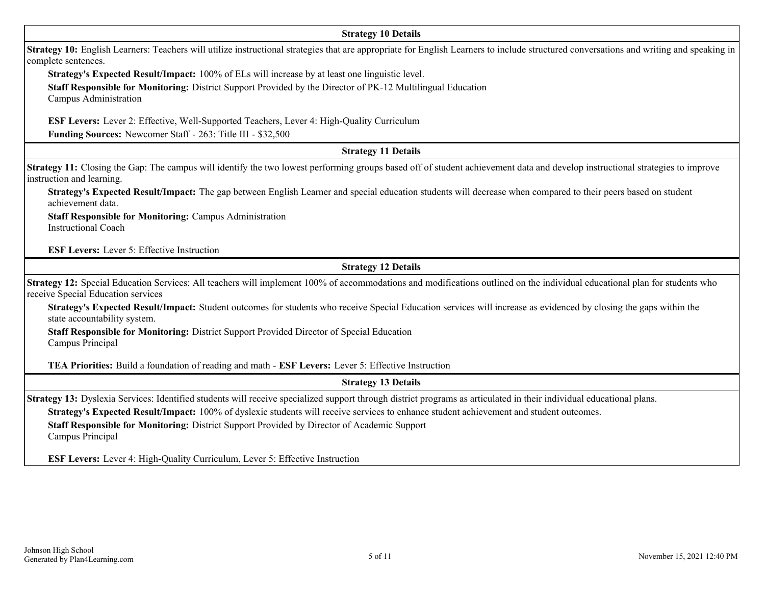### Strategy 10 Details

**Strategy 10:** English Learners: Teachers will utilize instructional strategies that are appropriate for English Learners to include structured conversations and writing and speaking in complete sentences.

**Strategy's Expected Result/Impact:** 100% of ELs will increase by at least one linguistic level.

**Staff Responsible for Monitoring:** District Support Provided by the Director of PK-12 Multilingual Education
Campus Administration

**ESF Levers:** Lever 2: Effective, Well-Supported Teachers, Lever 4: High-Quality Curriculum

**Funding Sources:** Newcomer Staff - 263: Title III - $32,500

### Strategy 11 Details

**Strategy 11:** Closing the Gap: The campus will identify the two lowest performing groups based off of student achievement data and develop instructional strategies to improve instruction and learning.

**Strategy's Expected Result/Impact:** The gap between English Learner and special education students will decrease when compared to their peers based on student achievement data.

**Staff Responsible for Monitoring:** Campus Administration
Instructional Coach

**ESF Levers:** Lever 5: Effective Instruction

### Strategy 12 Details

**Strategy 12:** Special Education Services: All teachers will implement 100% of accommodations and modifications outlined on the individual educational plan for students who receive Special Education services

**Strategy's Expected Result/Impact:** Student outcomes for students who receive Special Education services will increase as evidenced by closing the gaps within the state accountability system.

**Staff Responsible for Monitoring:** District Support Provided Director of Special Education
Campus Principal

**TEA Priorities:** Build a foundation of reading and math - **ESF Levers:** Lever 5: Effective Instruction

### Strategy 13 Details

**Strategy 13:** Dyslexia Services: Identified students will receive specialized support through district programs as articulated in their individual educational plans.

**Strategy's Expected Result/Impact:** 100% of dyslexic students will receive services to enhance student achievement and student outcomes.

**Staff Responsible for Monitoring:** District Support Provided by Director of Academic Support
Campus Principal

**ESF Levers:** Lever 4: High-Quality Curriculum, Lever 5: Effective Instruction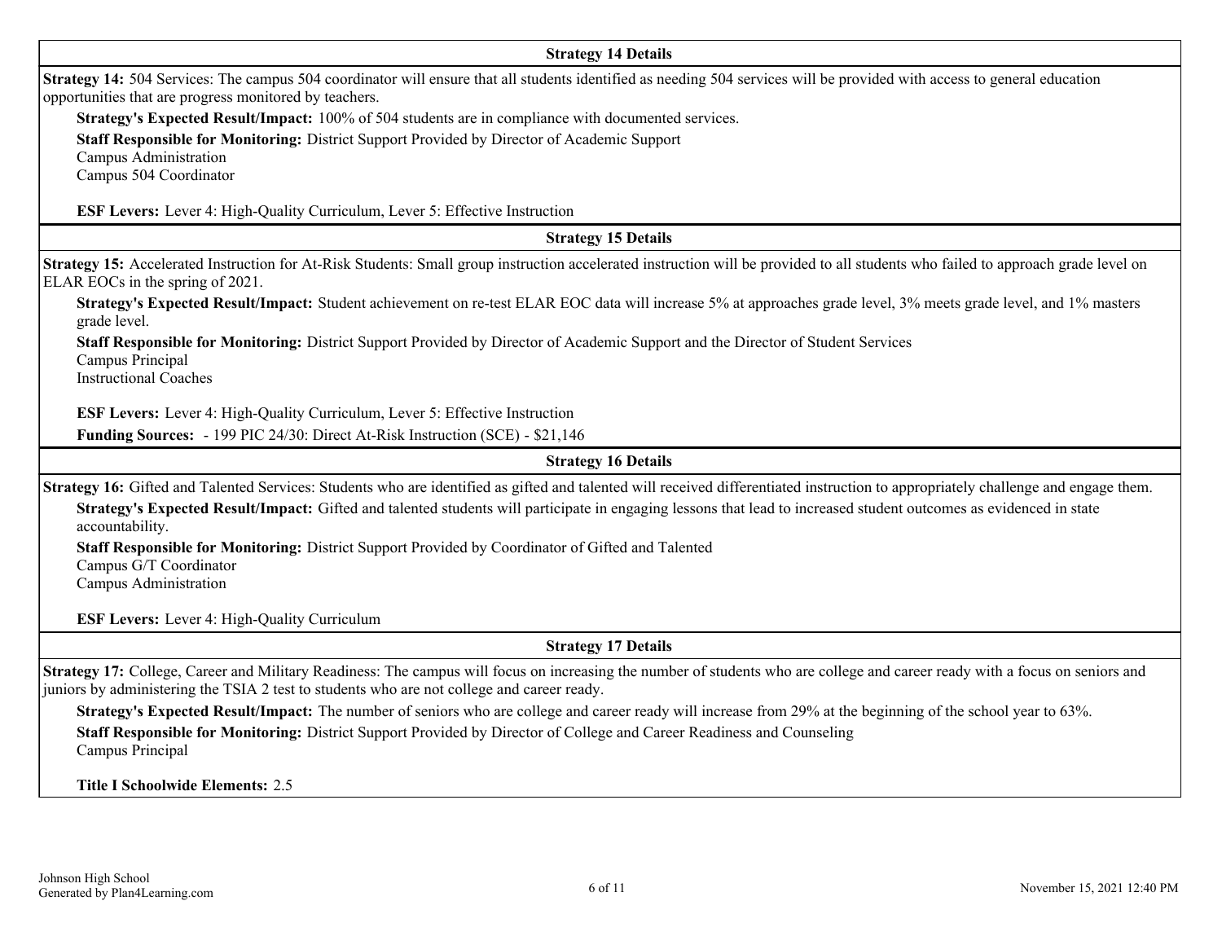### Strategy 14 Details

**Strategy 14:** 504 Services: The campus 504 coordinator will ensure that all students identified as needing 504 services will be provided with access to general education opportunities that are progress monitored by teachers.

**Strategy's Expected Result/Impact:** 100% of 504 students are in compliance with documented services.

**Staff Responsible for Monitoring:** District Support Provided by Director of Academic Support
Campus Administration
Campus 504 Coordinator

**ESF Levers:** Lever 4: High-Quality Curriculum, Lever 5: Effective Instruction

### Strategy 15 Details

**Strategy 15:** Accelerated Instruction for At-Risk Students: Small group instruction accelerated instruction will be provided to all students who failed to approach grade level on ELAR EOCs in the spring of 2021.

**Strategy's Expected Result/Impact:** Student achievement on re-test ELAR EOC data will increase 5% at approaches grade level, 3% meets grade level, and 1% masters grade level.

**Staff Responsible for Monitoring:** District Support Provided by Director of Academic Support and the Director of Student Services
Campus Principal
Instructional Coaches

**ESF Levers:** Lever 4: High-Quality Curriculum, Lever 5: Effective Instruction

**Funding Sources:** - 199 PIC 24/30: Direct At-Risk Instruction (SCE) - $21,146

### Strategy 16 Details

**Strategy 16:** Gifted and Talented Services: Students who are identified as gifted and talented will received differentiated instruction to appropriately challenge and engage them.

**Strategy's Expected Result/Impact:** Gifted and talented students will participate in engaging lessons that lead to increased student outcomes as evidenced in state accountability.

**Staff Responsible for Monitoring:** District Support Provided by Coordinator of Gifted and Talented
Campus G/T Coordinator
Campus Administration

**ESF Levers:** Lever 4: High-Quality Curriculum

### Strategy 17 Details

**Strategy 17:** College, Career and Military Readiness: The campus will focus on increasing the number of students who are college and career ready with a focus on seniors and juniors by administering the TSIA 2 test to students who are not college and career ready.

**Strategy's Expected Result/Impact:** The number of seniors who are college and career ready will increase from 29% at the beginning of the school year to 63%.

**Staff Responsible for Monitoring:** District Support Provided by Director of College and Career Readiness and Counseling
Campus Principal

**Title I Schoolwide Elements:** 2.5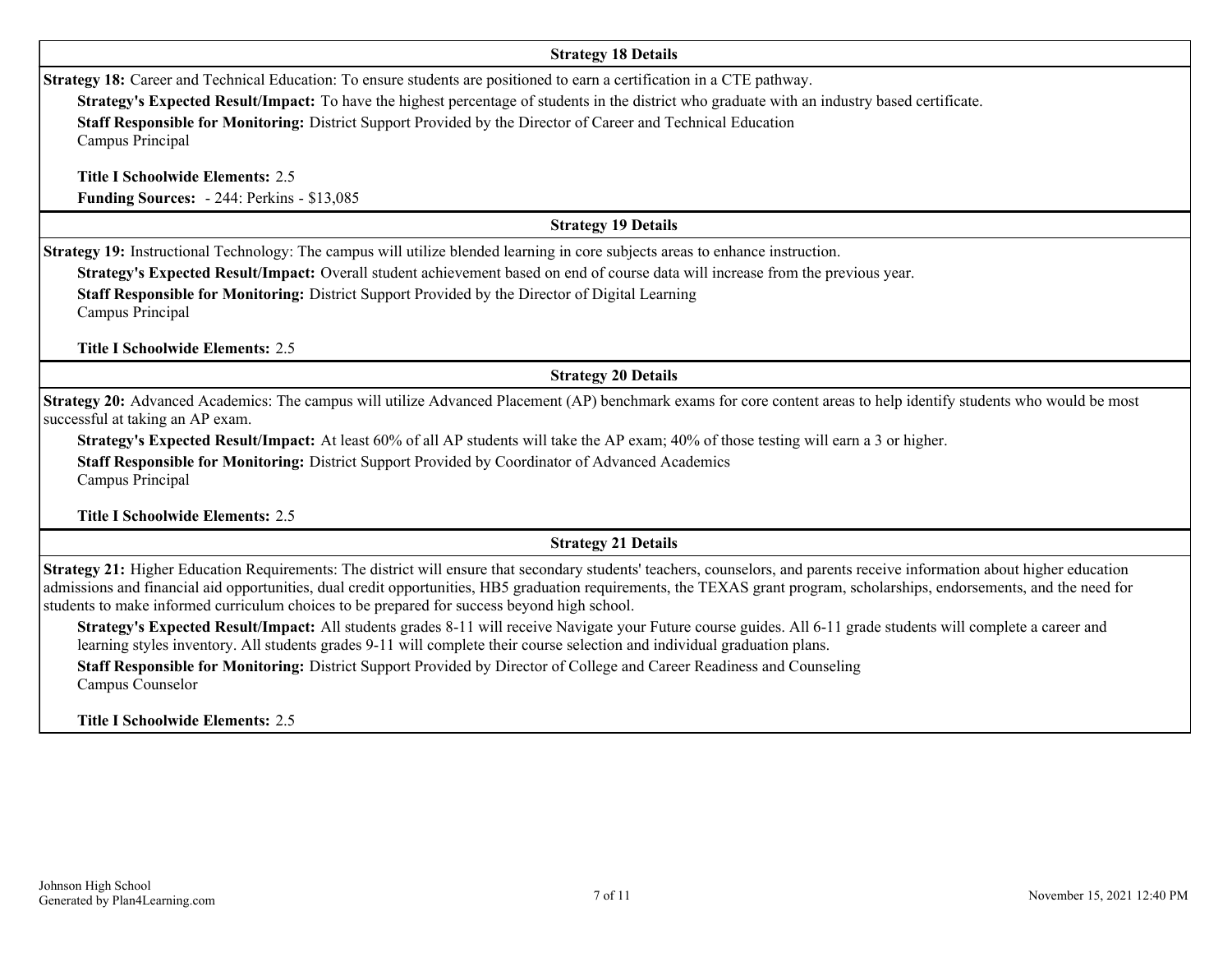### Strategy 18 Details

**Strategy 18:** Career and Technical Education: To ensure students are positioned to earn a certification in a CTE pathway.

**Strategy's Expected Result/Impact:** To have the highest percentage of students in the district who graduate with an industry based certificate.

**Staff Responsible for Monitoring:** District Support Provided by the Director of Career and Technical Education
Campus Principal

**Title I Schoolwide Elements:** 2.5

**Funding Sources:** - 244: Perkins - $13,085

### Strategy 19 Details

**Strategy 19:** Instructional Technology: The campus will utilize blended learning in core subjects areas to enhance instruction.

**Strategy's Expected Result/Impact:** Overall student achievement based on end of course data will increase from the previous year.

**Staff Responsible for Monitoring:** District Support Provided by the Director of Digital Learning
Campus Principal

**Title I Schoolwide Elements:** 2.5

### Strategy 20 Details

**Strategy 20:** Advanced Academics: The campus will utilize Advanced Placement (AP) benchmark exams for core content areas to help identify students who would be most successful at taking an AP exam.

**Strategy's Expected Result/Impact:** At least 60% of all AP students will take the AP exam; 40% of those testing will earn a 3 or higher.

**Staff Responsible for Monitoring:** District Support Provided by Coordinator of Advanced Academics
Campus Principal

**Title I Schoolwide Elements:** 2.5

### Strategy 21 Details

**Strategy 21:** Higher Education Requirements: The district will ensure that secondary students' teachers, counselors, and parents receive information about higher education admissions and financial aid opportunities, dual credit opportunities, HB5 graduation requirements, the TEXAS grant program, scholarships, endorsements, and the need for students to make informed curriculum choices to be prepared for success beyond high school.

**Strategy's Expected Result/Impact:** All students grades 8-11 will receive Navigate your Future course guides. All 6-11 grade students will complete a career and learning styles inventory. All students grades 9-11 will complete their course selection and individual graduation plans.

**Staff Responsible for Monitoring:** District Support Provided by Director of College and Career Readiness and Counseling
Campus Counselor

**Title I Schoolwide Elements:** 2.5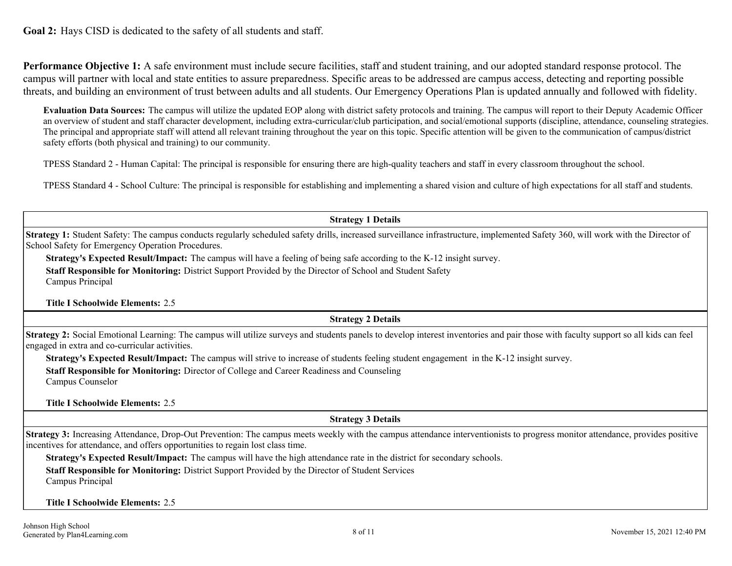**Goal 2:** Hays CISD is dedicated to the safety of all students and staff.

**Performance Objective 1:** A safe environment must include secure facilities, staff and student training, and our adopted standard response protocol. The campus will partner with local and state entities to assure preparedness. Specific areas to be addressed are campus access, detecting and reporting possible threats, and building an environment of trust between adults and all students. Our Emergency Operations Plan is updated annually and followed with fidelity.

**Evaluation Data Sources:** The campus will utilize the updated EOP along with district safety protocols and training. The campus will report to their Deputy Academic Officer an overview of student and staff character development, including extra-curricular/club participation, and social/emotional supports (discipline, attendance, counseling strategies. The principal and appropriate staff will attend all relevant training throughout the year on this topic. Specific attention will be given to the communication of campus/district safety efforts (both physical and training) to our community.

TPESS Standard 2 - Human Capital: The principal is responsible for ensuring there are high-quality teachers and staff in every classroom throughout the school.

TPESS Standard 4 - School Culture: The principal is responsible for establishing and implementing a shared vision and culture of high expectations for all staff and students.

| Strategy 1 Details |
|---|
| **Strategy 1:** Student Safety: The campus conducts regularly scheduled safety drills, increased surveillance infrastructure, implemented Safety 360, will work with the Director of School Safety for Emergency Operation Procedures.<br>**Strategy's Expected Result/Impact:** The campus will have a feeling of being safe according to the K-12 insight survey.<br>**Staff Responsible for Monitoring:** District Support Provided by the Director of School and Student Safety<br>Campus Principal<br><br>**Title I Schoolwide Elements:** 2.5 |

| Strategy 2 Details |
|---|
| **Strategy 2:** Social Emotional Learning: The campus will utilize surveys and students panels to develop interest inventories and pair those with faculty support so all kids can feel engaged in extra and co-curricular activities.<br>**Strategy's Expected Result/Impact:** The campus will strive to increase of students feeling student engagement in the K-12 insight survey.<br>**Staff Responsible for Monitoring:** Director of College and Career Readiness and Counseling<br>Campus Counselor<br><br>**Title I Schoolwide Elements:** 2.5 |

| Strategy 3 Details |
|---|
| **Strategy 3:** Increasing Attendance, Drop-Out Prevention: The campus meets weekly with the campus attendance interventionists to progress monitor attendance, provides positive incentives for attendance, and offers opportunities to regain lost class time.<br>**Strategy's Expected Result/Impact:** The campus will have the high attendance rate in the district for secondary schools.<br>**Staff Responsible for Monitoring:** District Support Provided by the Director of Student Services<br>Campus Principal<br><br>**Title I Schoolwide Elements:** 2.5 |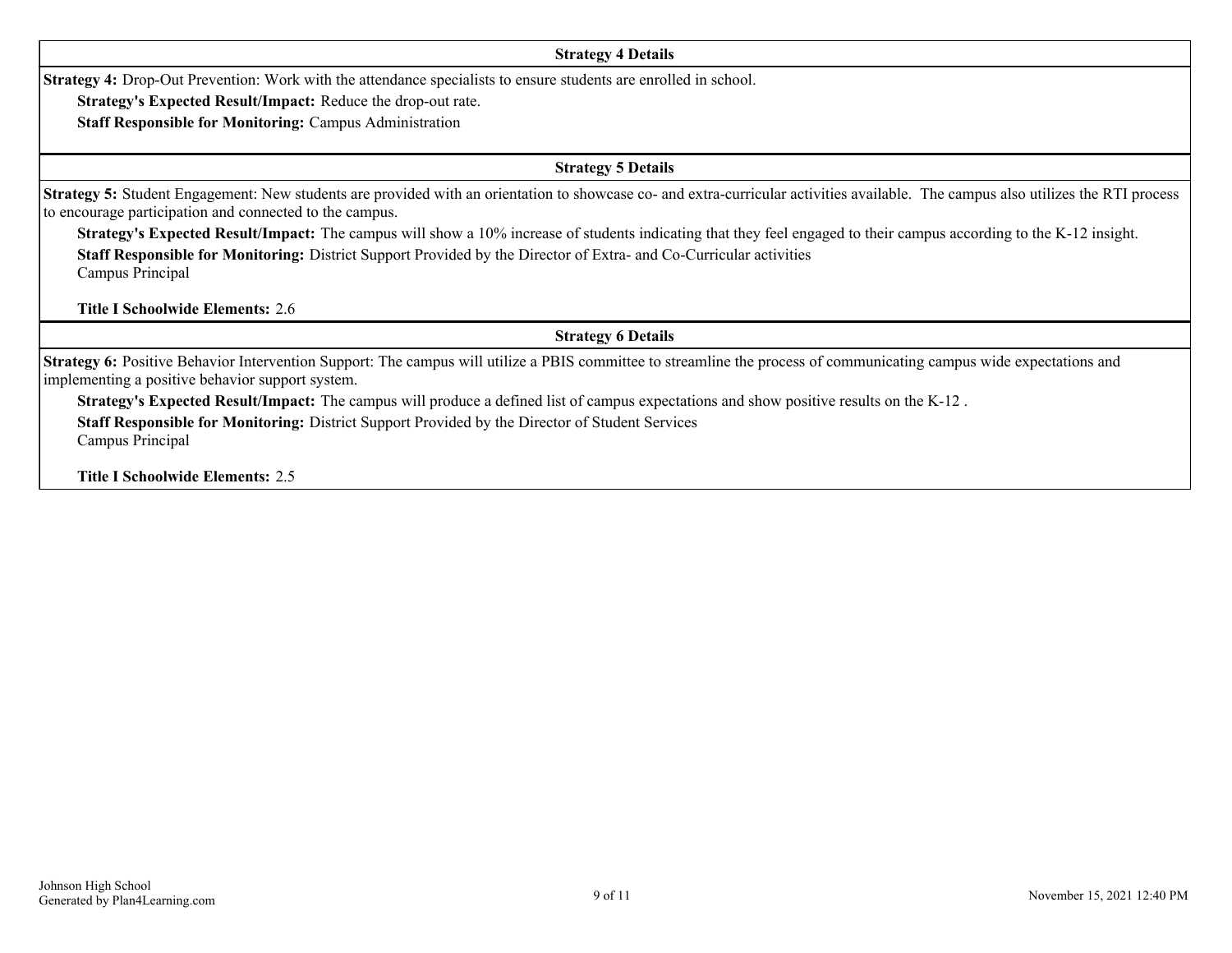### Strategy 4 Details

**Strategy 4:** Drop-Out Prevention: Work with the attendance specialists to ensure students are enrolled in school.

**Strategy's Expected Result/Impact:** Reduce the drop-out rate.

**Staff Responsible for Monitoring:** Campus Administration

### Strategy 5 Details

**Strategy 5:** Student Engagement: New students are provided with an orientation to showcase co- and extra-curricular activities available. The campus also utilizes the RTI process to encourage participation and connected to the campus.

**Strategy's Expected Result/Impact:** The campus will show a 10% increase of students indicating that they feel engaged to their campus according to the K-12 insight.

**Staff Responsible for Monitoring:** District Support Provided by the Director of Extra- and Co-Curricular activities
Campus Principal

**Title I Schoolwide Elements:** 2.6

### Strategy 6 Details

**Strategy 6:** Positive Behavior Intervention Support: The campus will utilize a PBIS committee to streamline the process of communicating campus wide expectations and implementing a positive behavior support system.

**Strategy's Expected Result/Impact:** The campus will produce a defined list of campus expectations and show positive results on the K-12 .

**Staff Responsible for Monitoring:** District Support Provided by the Director of Student Services
Campus Principal

**Title I Schoolwide Elements:** 2.5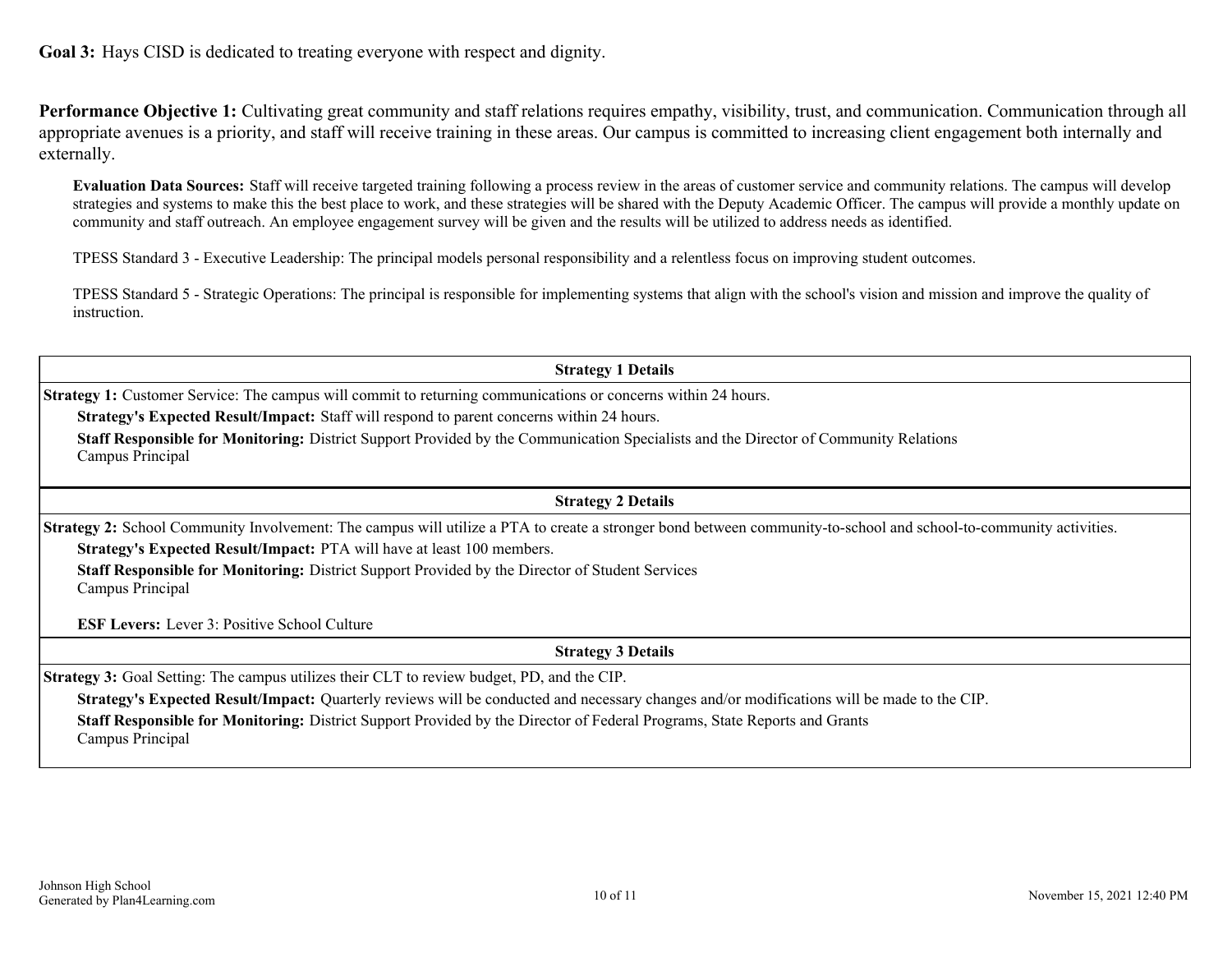**Goal 3:** Hays CISD is dedicated to treating everyone with respect and dignity.

**Performance Objective 1:** Cultivating great community and staff relations requires empathy, visibility, trust, and communication. Communication through all appropriate avenues is a priority, and staff will receive training in these areas. Our campus is committed to increasing client engagement both internally and externally.

**Evaluation Data Sources:** Staff will receive targeted training following a process review in the areas of customer service and community relations. The campus will develop strategies and systems to make this the best place to work, and these strategies will be shared with the Deputy Academic Officer. The campus will provide a monthly update on community and staff outreach. An employee engagement survey will be given and the results will be utilized to address needs as identified.

TPESS Standard 3 - Executive Leadership: The principal models personal responsibility and a relentless focus on improving student outcomes.

TPESS Standard 5 - Strategic Operations: The principal is responsible for implementing systems that align with the school's vision and mission and improve the quality of instruction.

| Strategy 1 Details |
| --- |
| **Strategy 1:** Customer Service: The campus will commit to returning communications or concerns within 24 hours.<br>**Strategy's Expected Result/Impact:** Staff will respond to parent concerns within 24 hours.<br>**Staff Responsible for Monitoring:** District Support Provided by the Communication Specialists and the Director of Community Relations<br>Campus Principal |

| Strategy 2 Details |
| --- |
| **Strategy 2:** School Community Involvement: The campus will utilize a PTA to create a stronger bond between community-to-school and school-to-community activities.<br>**Strategy's Expected Result/Impact:** PTA will have at least 100 members.<br>**Staff Responsible for Monitoring:** District Support Provided by the Director of Student Services<br>Campus Principal<br><br>**ESF Levers:** Lever 3: Positive School Culture |

| Strategy 3 Details |
| --- |
| **Strategy 3:** Goal Setting: The campus utilizes their CLT to review budget, PD, and the CIP.<br>**Strategy's Expected Result/Impact:** Quarterly reviews will be conducted and necessary changes and/or modifications will be made to the CIP.<br>**Staff Responsible for Monitoring:** District Support Provided by the Director of Federal Programs, State Reports and Grants<br>Campus Principal |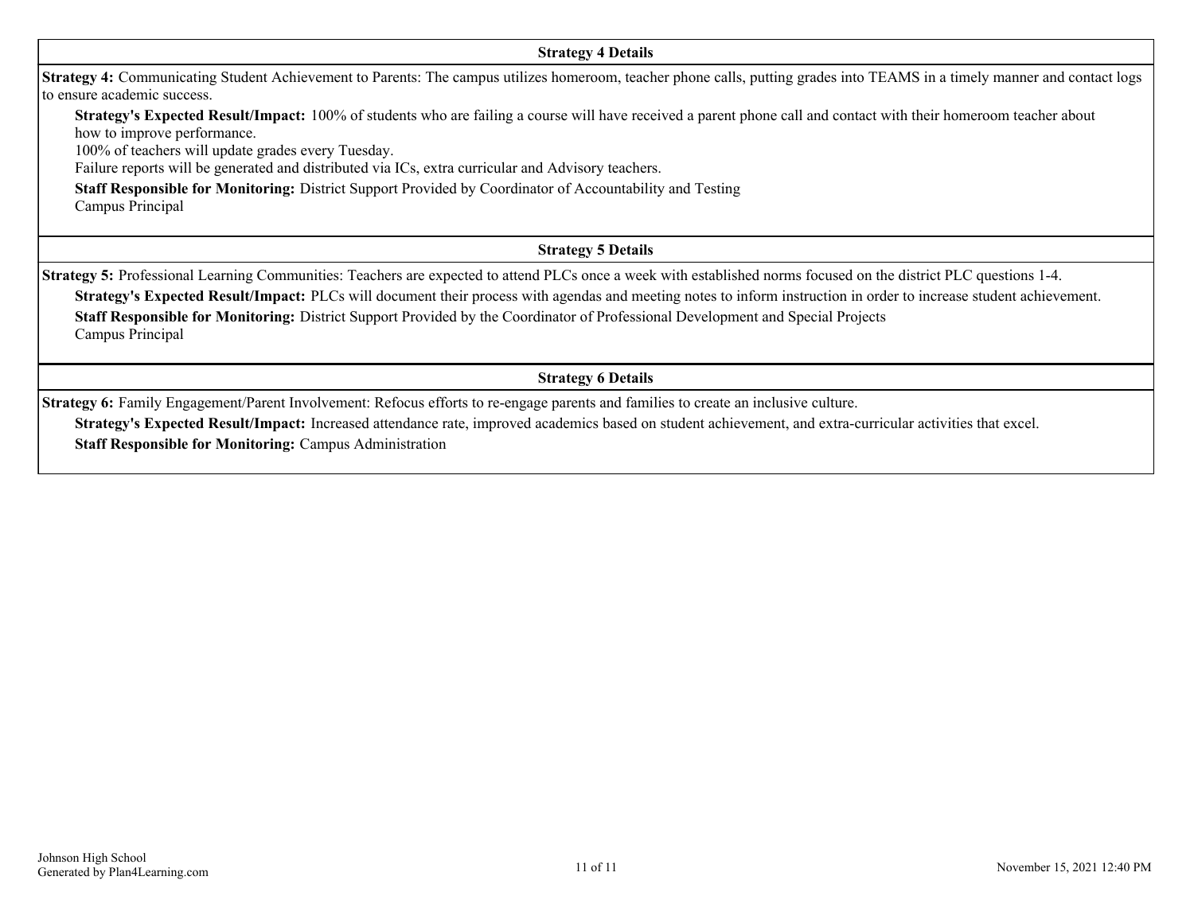### Strategy 4 Details

**Strategy 4:** Communicating Student Achievement to Parents: The campus utilizes homeroom, teacher phone calls, putting grades into TEAMS in a timely manner and contact logs to ensure academic success.

**Strategy's Expected Result/Impact:** 100% of students who are failing a course will have received a parent phone call and contact with their homeroom teacher about how to improve performance.
100% of teachers will update grades every Tuesday.
Failure reports will be generated and distributed via ICs, extra curricular and Advisory teachers.

**Staff Responsible for Monitoring:** District Support Provided by Coordinator of Accountability and Testing
Campus Principal

### Strategy 5 Details

**Strategy 5:** Professional Learning Communities: Teachers are expected to attend PLCs once a week with established norms focused on the district PLC questions 1-4.

**Strategy's Expected Result/Impact:** PLCs will document their process with agendas and meeting notes to inform instruction in order to increase student achievement.

**Staff Responsible for Monitoring:** District Support Provided by the Coordinator of Professional Development and Special Projects
Campus Principal

### Strategy 6 Details

**Strategy 6:** Family Engagement/Parent Involvement: Refocus efforts to re-engage parents and families to create an inclusive culture.

**Strategy's Expected Result/Impact:** Increased attendance rate, improved academics based on student achievement, and extra-curricular activities that excel.

**Staff Responsible for Monitoring:** Campus Administration